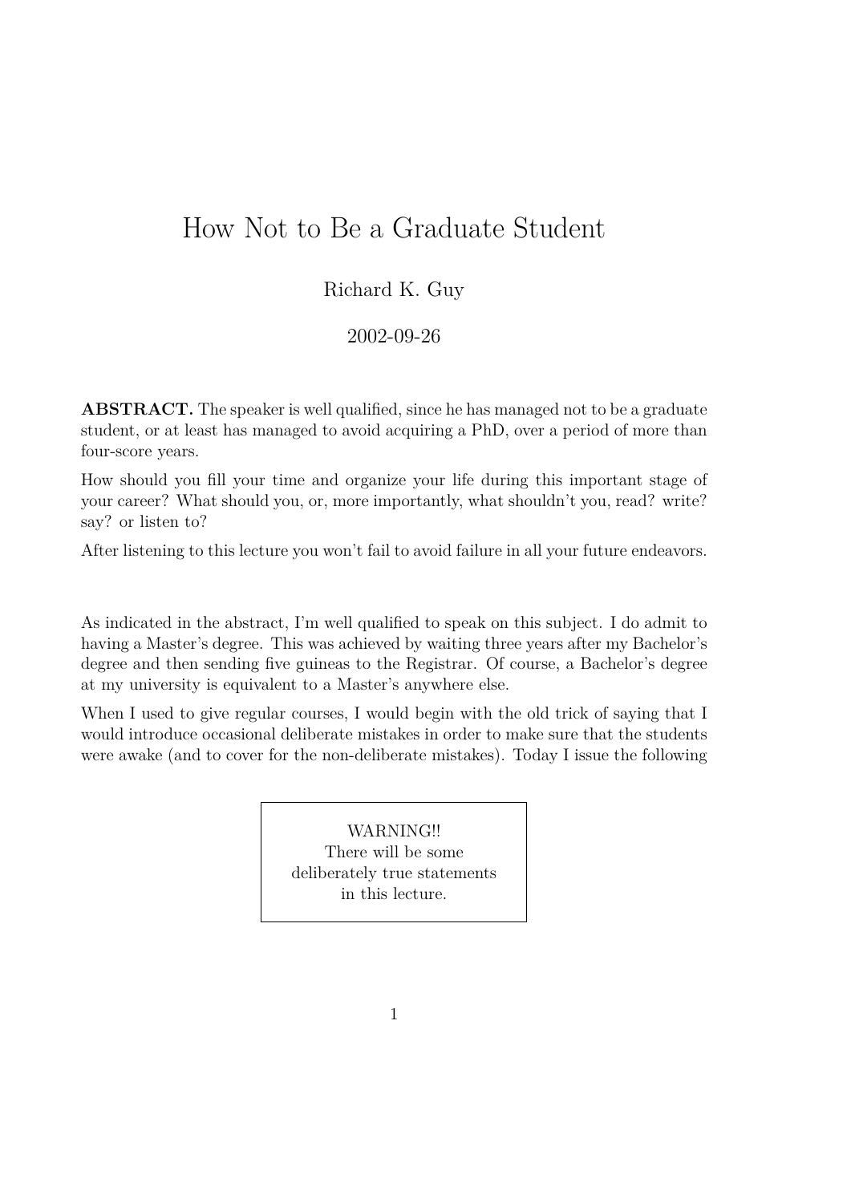# How Not to Be a Graduate Student

Richard K. Guy

2002-09-26

**ABSTRACT.** The speaker is well qualified, since he has managed not to be a graduate student, or at least has managed to avoid acquiring a PhD, over a period of more than four-score years.

How should you fill your time and organize your life during this important stage of your career? What should you, or, more importantly, what shouldn't you, read? write? say? or listen to?

After listening to this lecture you won't fail to avoid failure in all your future endeavors.

As indicated in the abstract, I'm well qualified to speak on this subject. I do admit to having a Master's degree. This was achieved by waiting three years after my Bachelor's degree and then sending five guineas to the Registrar. Of course, a Bachelor's degree at my university is equivalent to a Master's anywhere else.

When I used to give regular courses, I would begin with the old trick of saying that I would introduce occasional deliberate mistakes in order to make sure that the students were awake (and to cover for the non-deliberate mistakes). Today I issue the following

> WARNING!!
> There will be some
> deliberately true statements
> in this lecture.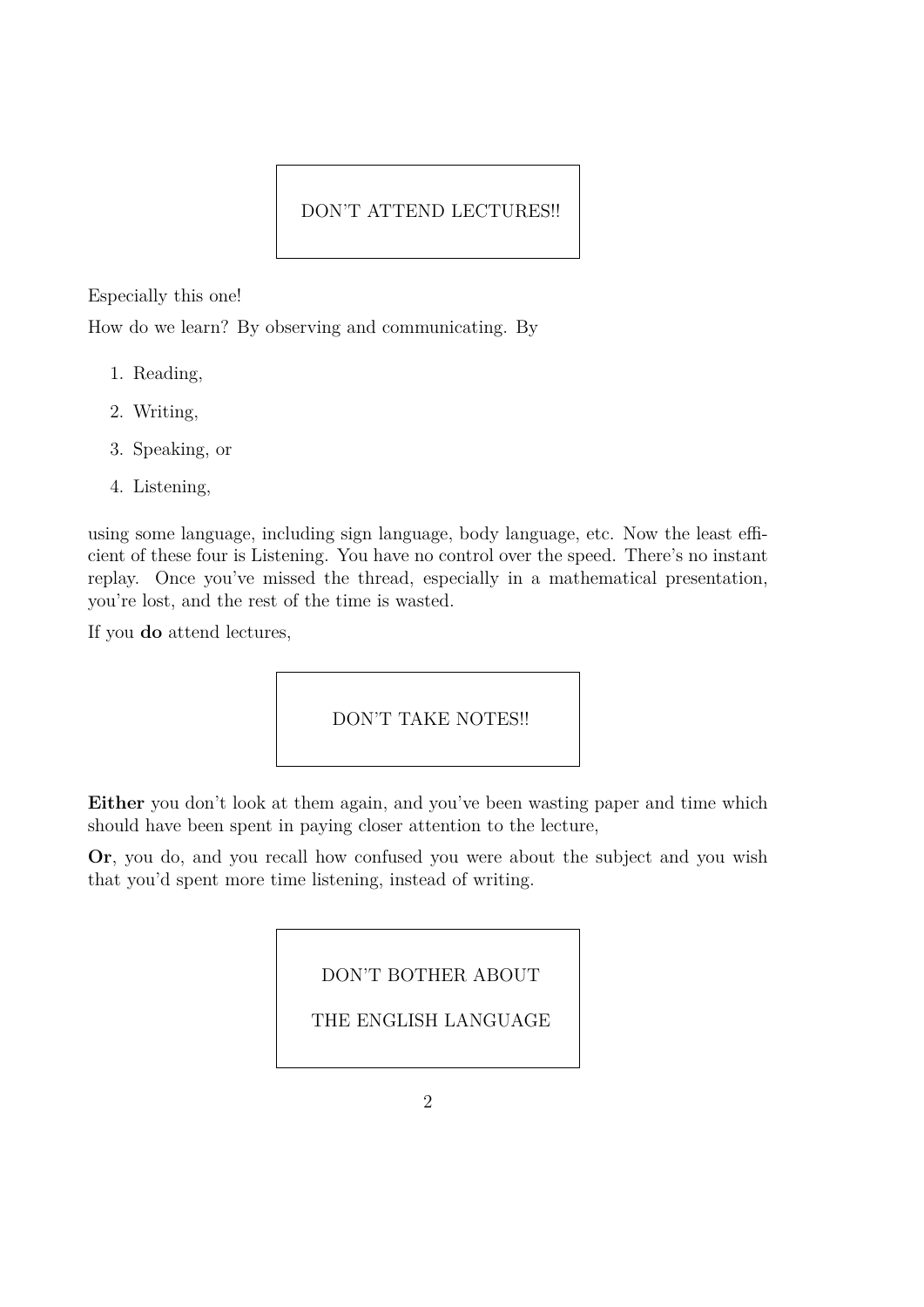DON'T ATTEND LECTURES!!

Especially this one!

How do we learn? By observing and communicating. By

1. Reading,
2. Writing,
3. Speaking, or
4. Listening,

using some language, including sign language, body language, etc. Now the least efficient of these four is Listening. You have no control over the speed. There's no instant replay. Once you've missed the thread, especially in a mathematical presentation, you're lost, and the rest of the time is wasted.

If you **do** attend lectures,

DON'T TAKE NOTES!!

**Either** you don't look at them again, and you've been wasting paper and time which should have been spent in paying closer attention to the lecture,

**Or**, you do, and you recall how confused you were about the subject and you wish that you'd spent more time listening, instead of writing.

DON'T BOTHER ABOUT

THE ENGLISH LANGUAGE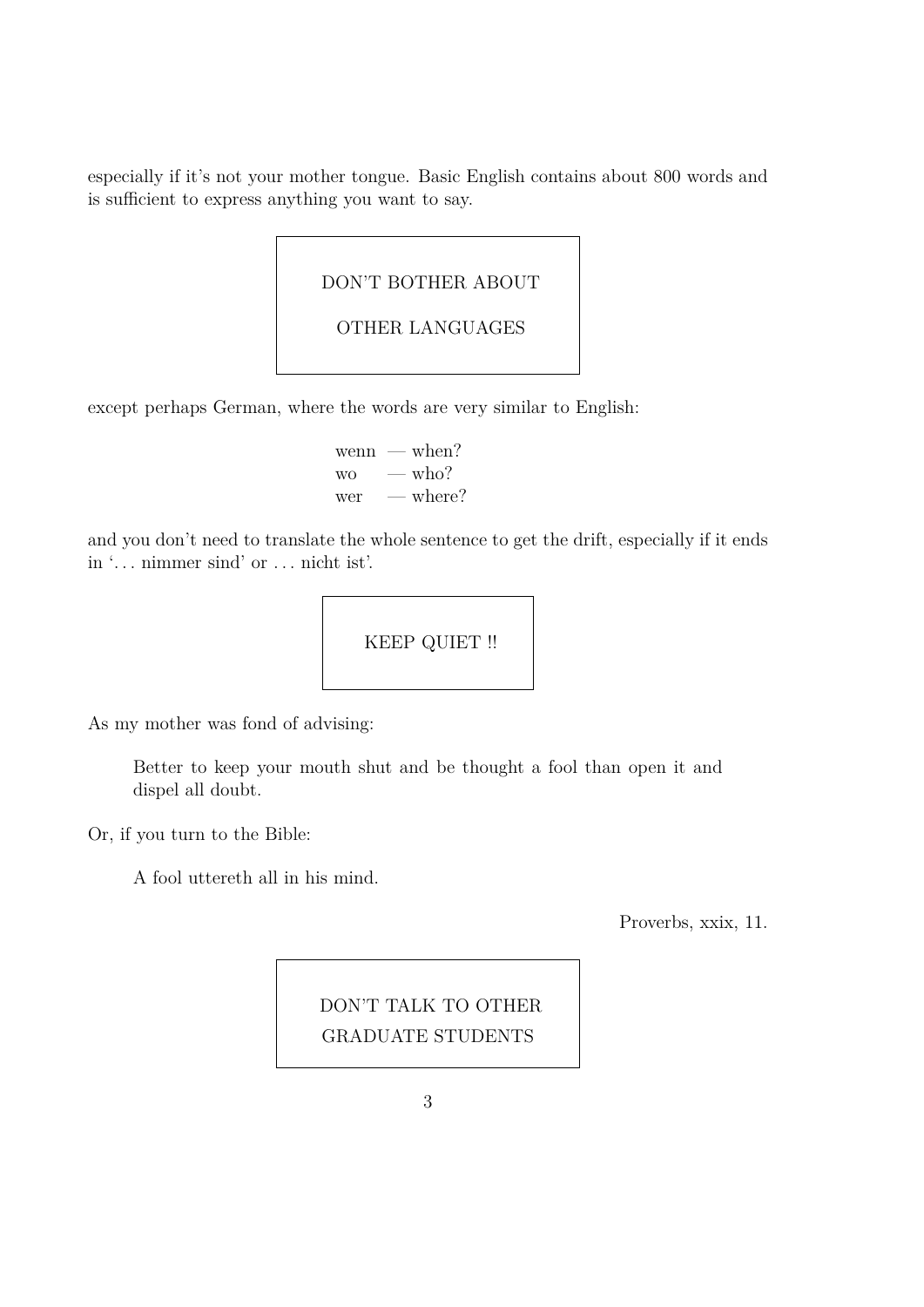especially if it's not your mother tongue. Basic English contains about 800 words and is sufficient to express anything you want to say.

> DON'T BOTHER ABOUT
>
> OTHER LANGUAGES

except perhaps German, where the words are very similar to English:

| | | |
|---|---|---|
| wenn | — | when? |
| wo | — | who? |
| wer | — | where? |

and you don't need to translate the whole sentence to get the drift, especially if it ends in '. . . nimmer sind' or . . . nicht ist'.

> KEEP QUIET !!

As my mother was fond of advising:

> Better to keep your mouth shut and be thought a fool than open it and dispel all doubt.

Or, if you turn to the Bible:

> A fool uttereth all in his mind.

Proverbs, xxix, 11.

> DON'T TALK TO OTHER
> GRADUATE STUDENTS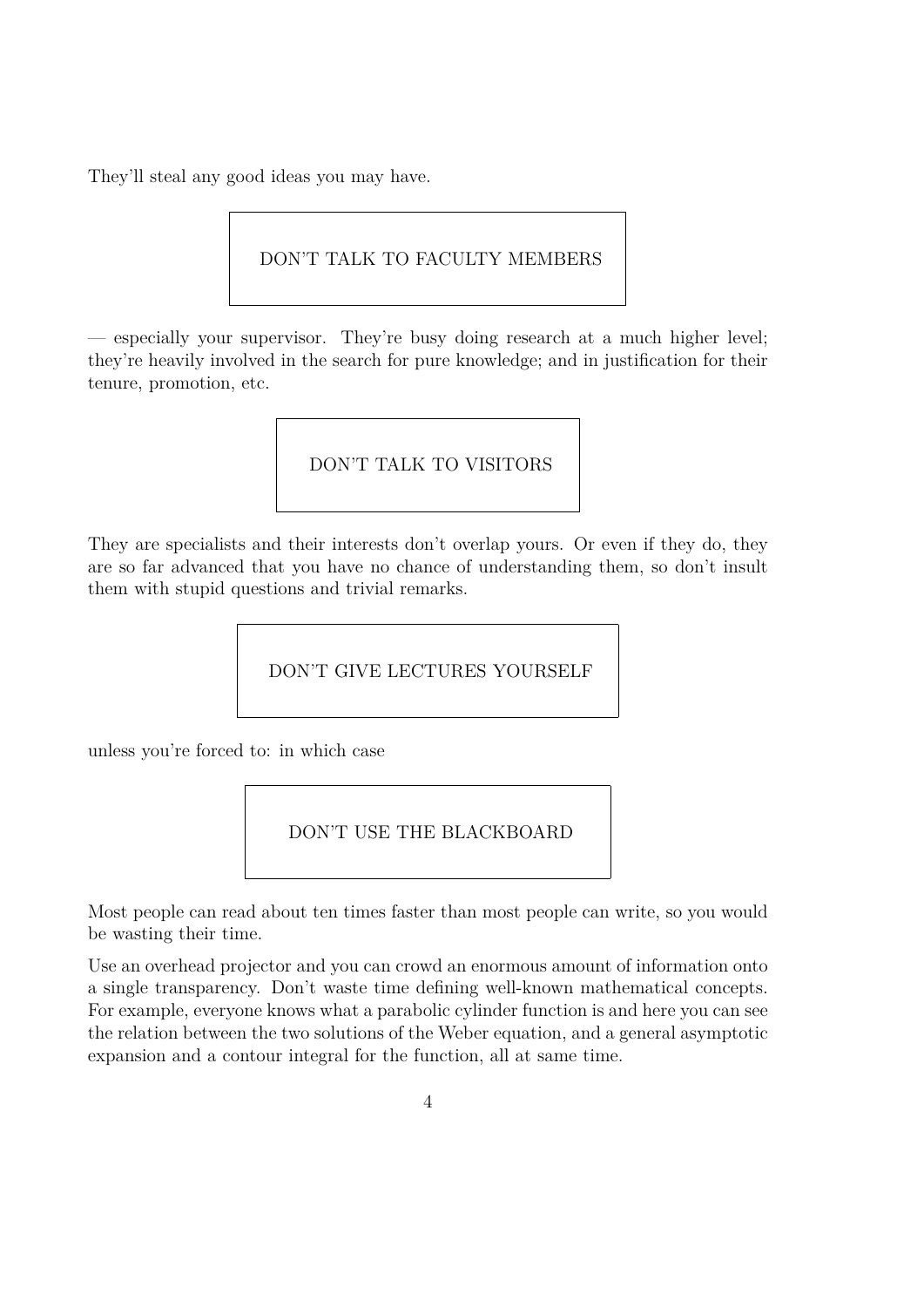They'll steal any good ideas you may have.

**DON'T TALK TO FACULTY MEMBERS**

— especially your supervisor. They're busy doing research at a much higher level; they're heavily involved in the search for pure knowledge; and in justification for their tenure, promotion, etc.

**DON'T TALK TO VISITORS**

They are specialists and their interests don't overlap yours. Or even if they do, they are so far advanced that you have no chance of understanding them, so don't insult them with stupid questions and trivial remarks.

**DON'T GIVE LECTURES YOURSELF**

unless you're forced to: in which case

**DON'T USE THE BLACKBOARD**

Most people can read about ten times faster than most people can write, so you would be wasting their time.

Use an overhead projector and you can crowd an enormous amount of information onto a single transparency. Don't waste time defining well-known mathematical concepts. For example, everyone knows what a parabolic cylinder function is and here you can see the relation between the two solutions of the Weber equation, and a general asymptotic expansion and a contour integral for the function, all at same time.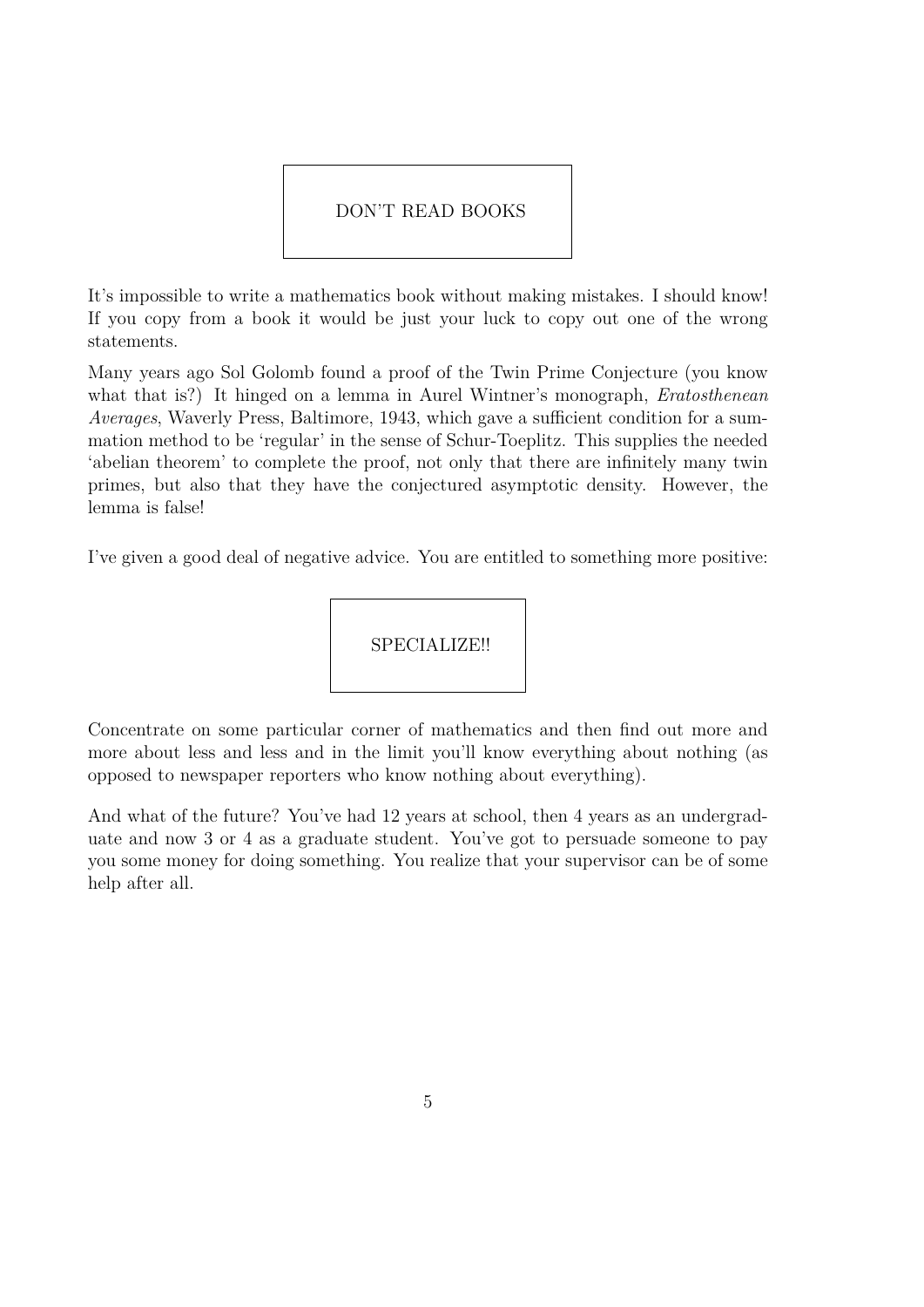**DON'T READ BOOKS**

It's impossible to write a mathematics book without making mistakes. I should know! If you copy from a book it would be just your luck to copy out one of the wrong statements.

Many years ago Sol Golomb found a proof of the Twin Prime Conjecture (you know what that is?) It hinged on a lemma in Aurel Wintner's monograph, *Eratosthenean Averages*, Waverly Press, Baltimore, 1943, which gave a sufficient condition for a summation method to be 'regular' in the sense of Schur-Toeplitz. This supplies the needed 'abelian theorem' to complete the proof, not only that there are infinitely many twin primes, but also that they have the conjectured asymptotic density. However, the lemma is false!

I've given a good deal of negative advice. You are entitled to something more positive:

**SPECIALIZE!!**

Concentrate on some particular corner of mathematics and then find out more and more about less and less and in the limit you'll know everything about nothing (as opposed to newspaper reporters who know nothing about everything).

And what of the future? You've had 12 years at school, then 4 years as an undergraduate and now 3 or 4 as a graduate student. You've got to persuade someone to pay you some money for doing something. You realize that your supervisor can be of some help after all.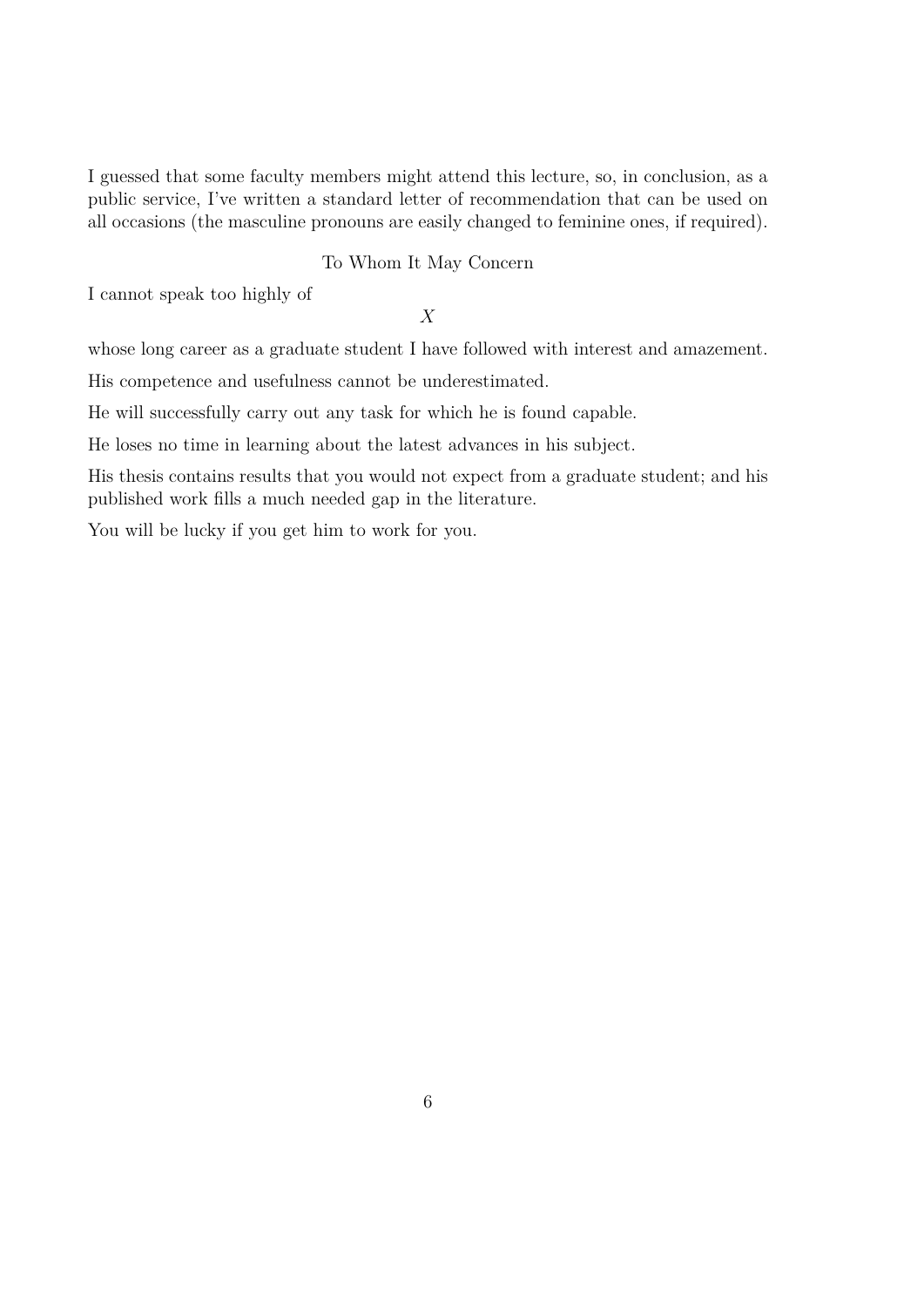I guessed that some faculty members might attend this lecture, so, in conclusion, as a public service, I've written a standard letter of recommendation that can be used on all occasions (the masculine pronouns are easily changed to feminine ones, if required).

To Whom It May Concern

I cannot speak too highly of

$X$

whose long career as a graduate student I have followed with interest and amazement.

His competence and usefulness cannot be underestimated.

He will successfully carry out any task for which he is found capable.

He loses no time in learning about the latest advances in his subject.

His thesis contains results that you would not expect from a graduate student; and his published work fills a much needed gap in the literature.

You will be lucky if you get him to work for you.